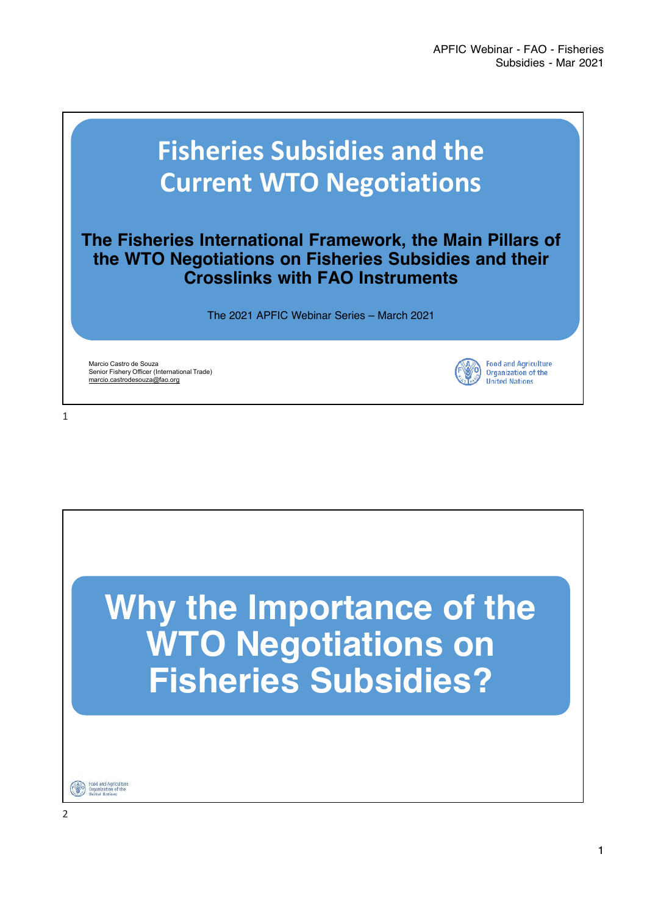# Fisheries Subsidies and the Current WTO Negotiations

**The Fisheries International Framework, the Main Pillars of the WTO Negotiations on Fisheries Subsidies and their Crosslinks with FAO Instruments**

The 2021 APFIC Webinar Series – March 2021

Marcio Castro de Souza
Senior Fishery Officer (International Trade)
marcio.castrodesouza@fao.org

Food and Agriculture Organization of the United Nations

# Why the Importance of the WTO Negotiations on Fisheries Subsidies?

Food and Agriculture Organization of the United Nations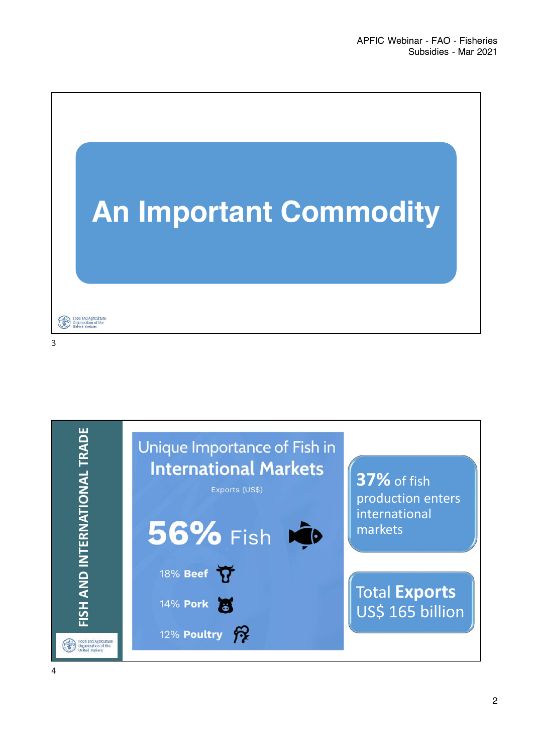# An Important Commodity

## FISH AND INTERNATIONAL TRADE

### Unique Importance of Fish in International Markets

Exports (US$)

**56%** Fish

18% **Beef**

14% **Pork**

12% **Poultry**

**37%** of fish production enters international markets

Total **Exports** US$ 165 billion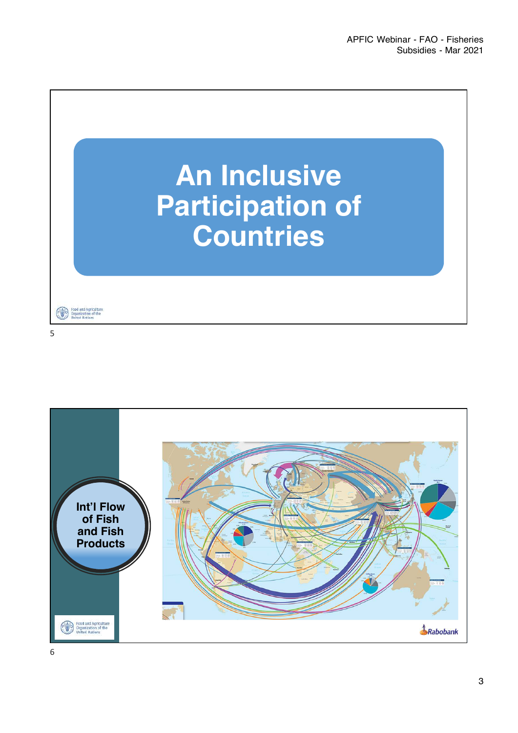# An Inclusive Participation of Countries

Food and Agriculture Organization of the United Nations

## Int'l Flow of Fish and Fish Products

Food and Agriculture Organization of the United Nations

Rabobank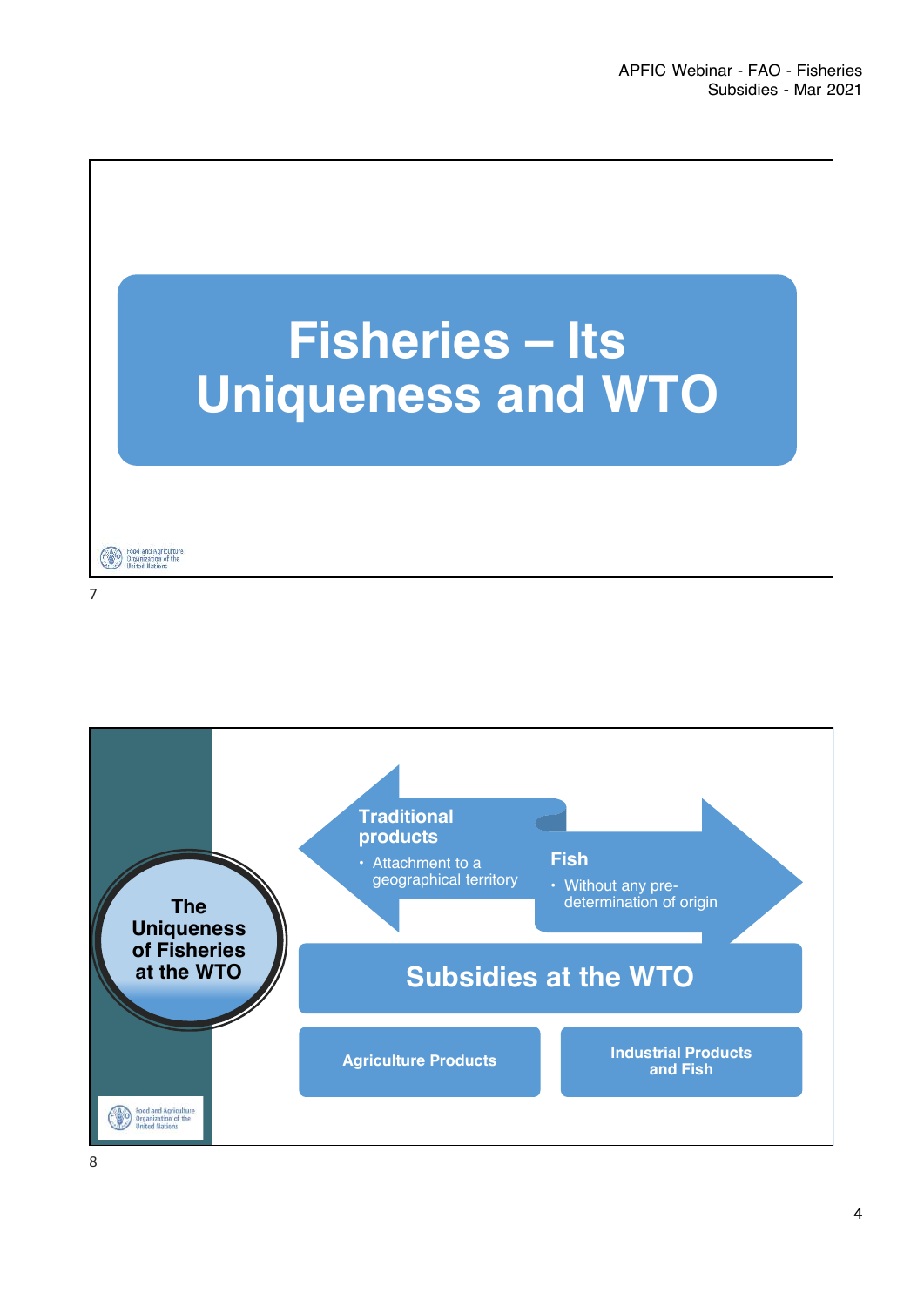# Fisheries – Its Uniqueness and WTO

## The Uniqueness of Fisheries at the WTO

**Traditional products**

- Attachment to a geographical territory

**Fish**

- Without any pre-determination of origin

**Subsidies at the WTO**

| Agriculture Products | Industrial Products and Fish |
|---|---|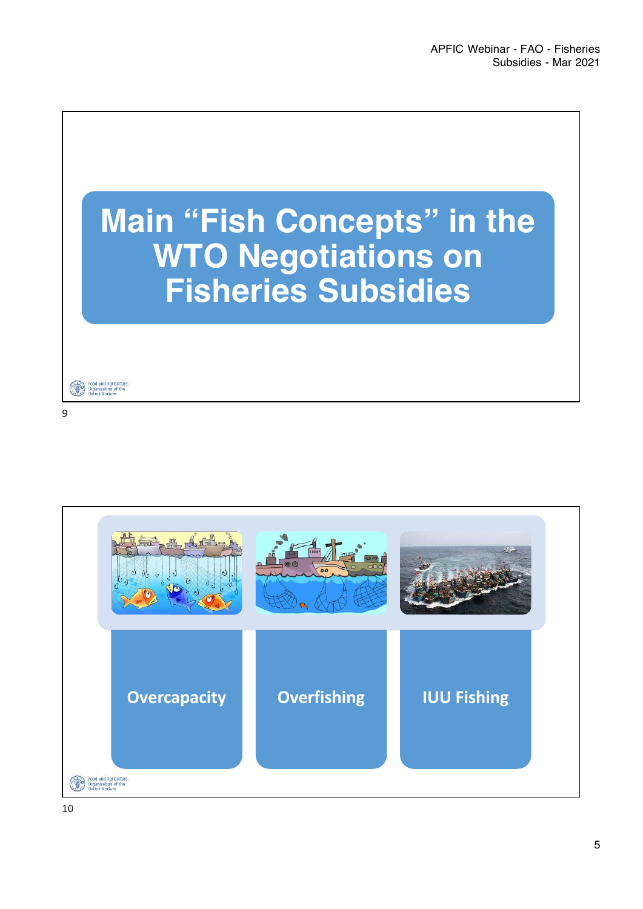# Main "Fish Concepts" in the WTO Negotiations on Fisheries Subsidies

Food and Agriculture Organization of the United Nations

9

- Overcapacity
- Overfishing
- IUU Fishing

Food and Agriculture Organization of the United Nations

10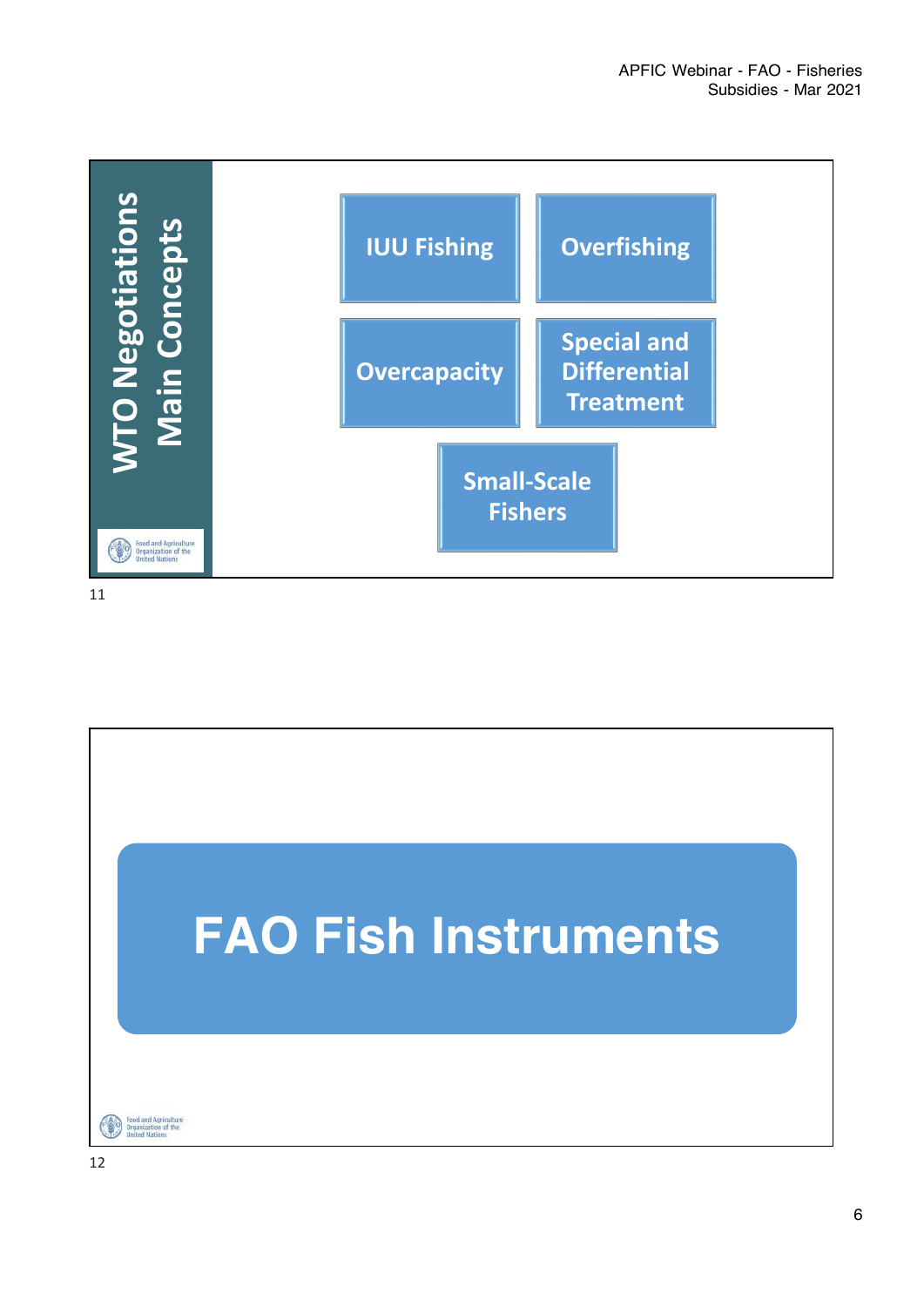## WTO Negotiations Main Concepts

- IUU Fishing
- Overfishing
- Overcapacity
- Special and Differential Treatment
- Small-Scale Fishers

## FAO Fish Instruments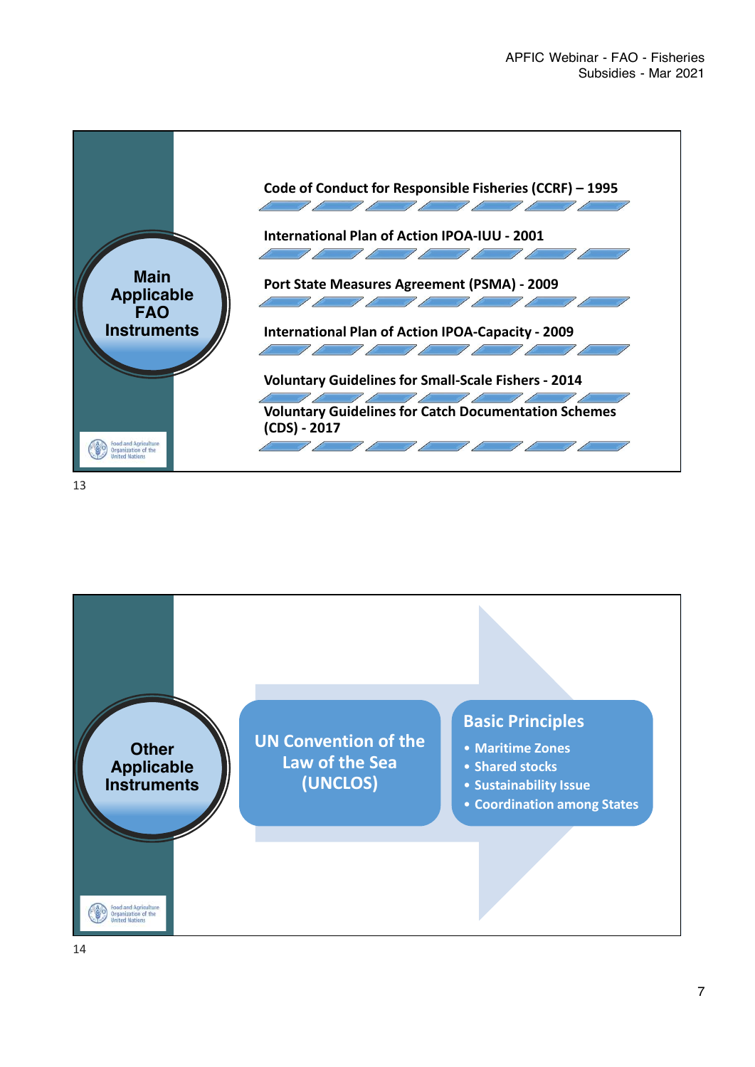## Main Applicable FAO Instruments

- Code of Conduct for Responsible Fisheries (CCRF) – 1995
- International Plan of Action IPOA-IUU - 2001
- Port State Measures Agreement (PSMA) - 2009
- International Plan of Action IPOA-Capacity - 2009
- Voluntary Guidelines for Small-Scale Fishers - 2014
- Voluntary Guidelines for Catch Documentation Schemes (CDS) - 2017

13

## Other Applicable Instruments

**UN Convention of the Law of the Sea (UNCLOS)**

**Basic Principles**

- Maritime Zones
- Shared stocks
- Sustainability Issue
- Coordination among States

14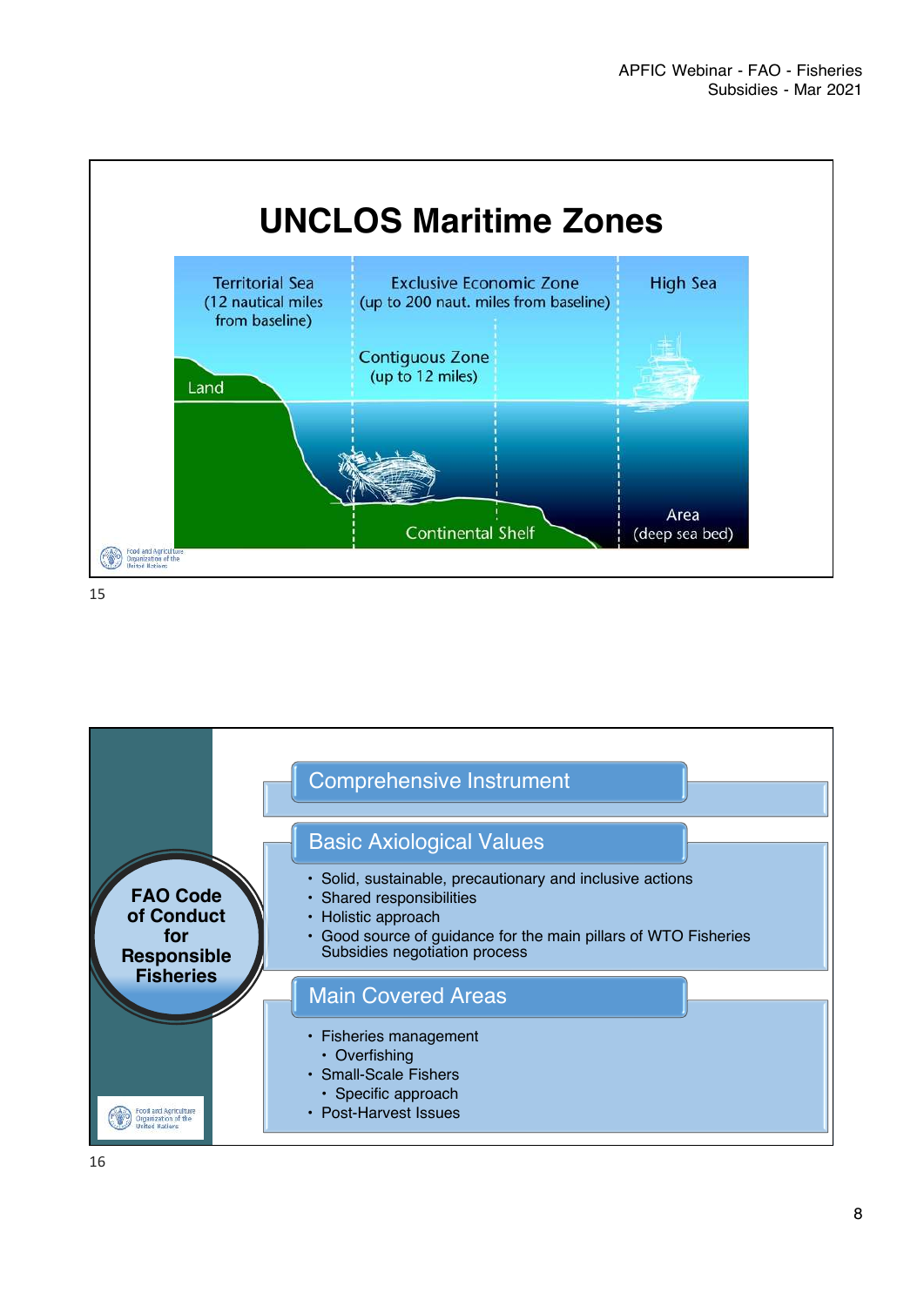# UNCLOS Maritime Zones

Territorial Sea (12 nautical miles from baseline)

Exclusive Economic Zone (up to 200 naut. miles from baseline)

High Sea

Contiguous Zone (up to 12 miles)

Land

Continental Shelf

Area (deep sea bed)

15

## FAO Code of Conduct for Responsible Fisheries

### Comprehensive Instrument

### Basic Axiological Values

- Solid, sustainable, precautionary and inclusive actions
- Shared responsibilities
- Holistic approach
- Good source of guidance for the main pillars of WTO Fisheries Subsidies negotiation process

### Main Covered Areas

- Fisheries management
  - Overfishing
- Small-Scale Fishers
  - Specific approach
- Post-Harvest Issues

16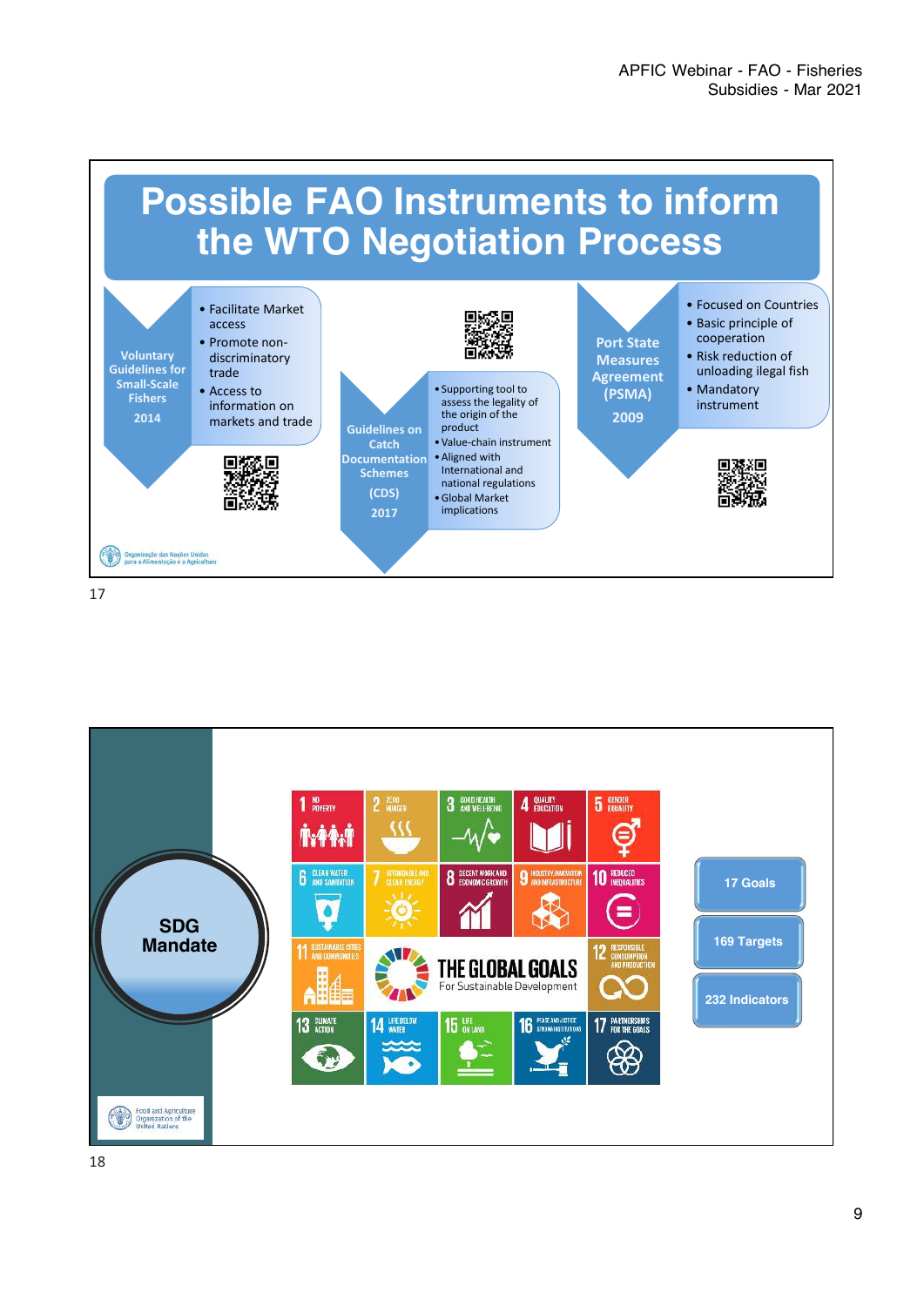# Possible FAO Instruments to inform the WTO Negotiation Process

**Voluntary Guidelines for Small-Scale Fishers**
2014

- Facilitate Market access
- Promote non-discriminatory trade
- Access to information on markets and trade

**Guidelines on Catch Documentation Schemes (CDS)**
2017

- Supporting tool to assess the legality of the origin of the product
- Value-chain instrument
- Aligned with International and national regulations
- Global Market implications

**Port State Measures Agreement (PSMA)**
2009

- Focused on Countries
- Basic principle of cooperation
- Risk reduction of unloading ilegal fish
- Mandatory instrument

Organização das Nações Unidas para a Alimentação e a Agricultura

17

## SDG Mandate

THE GLOBAL GOALS For Sustainable Development

1 NO POVERTY
2 ZERO HUNGER
3 GOOD HEALTH AND WELL-BEING
4 QUALITY EDUCATION
5 GENDER EQUALITY
6 CLEAN WATER AND SANITATION
7 AFFORDABLE AND CLEAN ENERGY
8 DECENT WORK AND ECONOMIC GROWTH
9 INDUSTRY, INNOVATION AND INFRASTRUCTURE
10 REDUCED INEQUALITIES
11 SUSTAINABLE CITIES AND COMMUNITIES
12 RESPONSIBLE CONSUMPTION AND PRODUCTION
13 CLIMATE ACTION
14 LIFE BELOW WATER
15 LIFE ON LAND
16 PEACE AND JUSTICE STRONG INSTITUTIONS
17 PARTNERSHIPS FOR THE GOALS

- 17 Goals
- 169 Targets
- 232 Indicators

Food and Agriculture Organization of the United Nations

18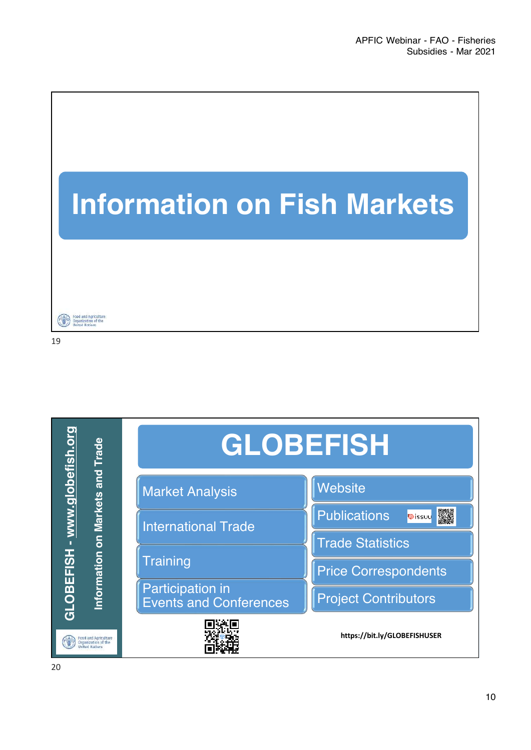# Information on Fish Markets

Food and Agriculture Organization of the United Nations

19

# GLOBEFISH

GLOBEFISH - www.globefish.org

Information on Markets and Trade

- Market Analysis
- International Trade
- Training
- Participation in Events and Conferences

- Website
- Publications issuu
- Trade Statistics
- Price Correspondents
- Project Contributors

https://bit.ly/GLOBEFISHUSER

Food and Agriculture Organization of the United Nations

20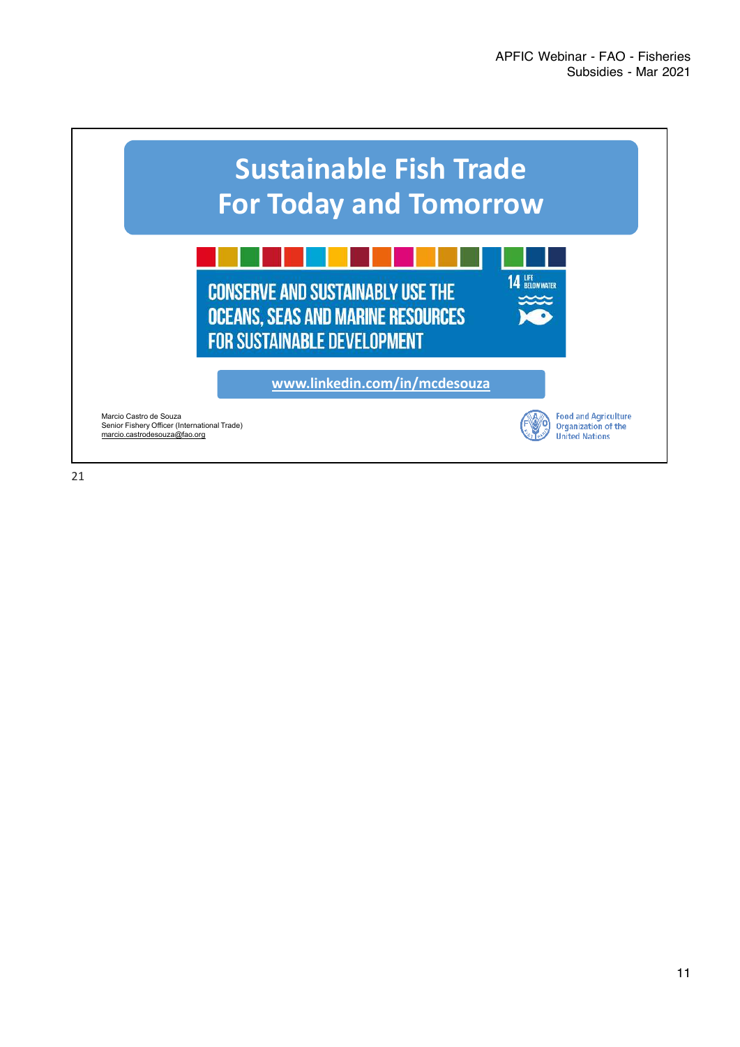# Sustainable Fish Trade For Today and Tomorrow

CONSERVE AND SUSTAINABLY USE THE OCEANS, SEAS AND MARINE RESOURCES FOR SUSTAINABLE DEVELOPMENT

14 LIFE BELOW WATER

www.linkedin.com/in/mcdesouza

Marcio Castro de Souza
Senior Fishery Officer (International Trade)
marcio.castrodesouza@fao.org

Food and Agriculture Organization of the United Nations

21